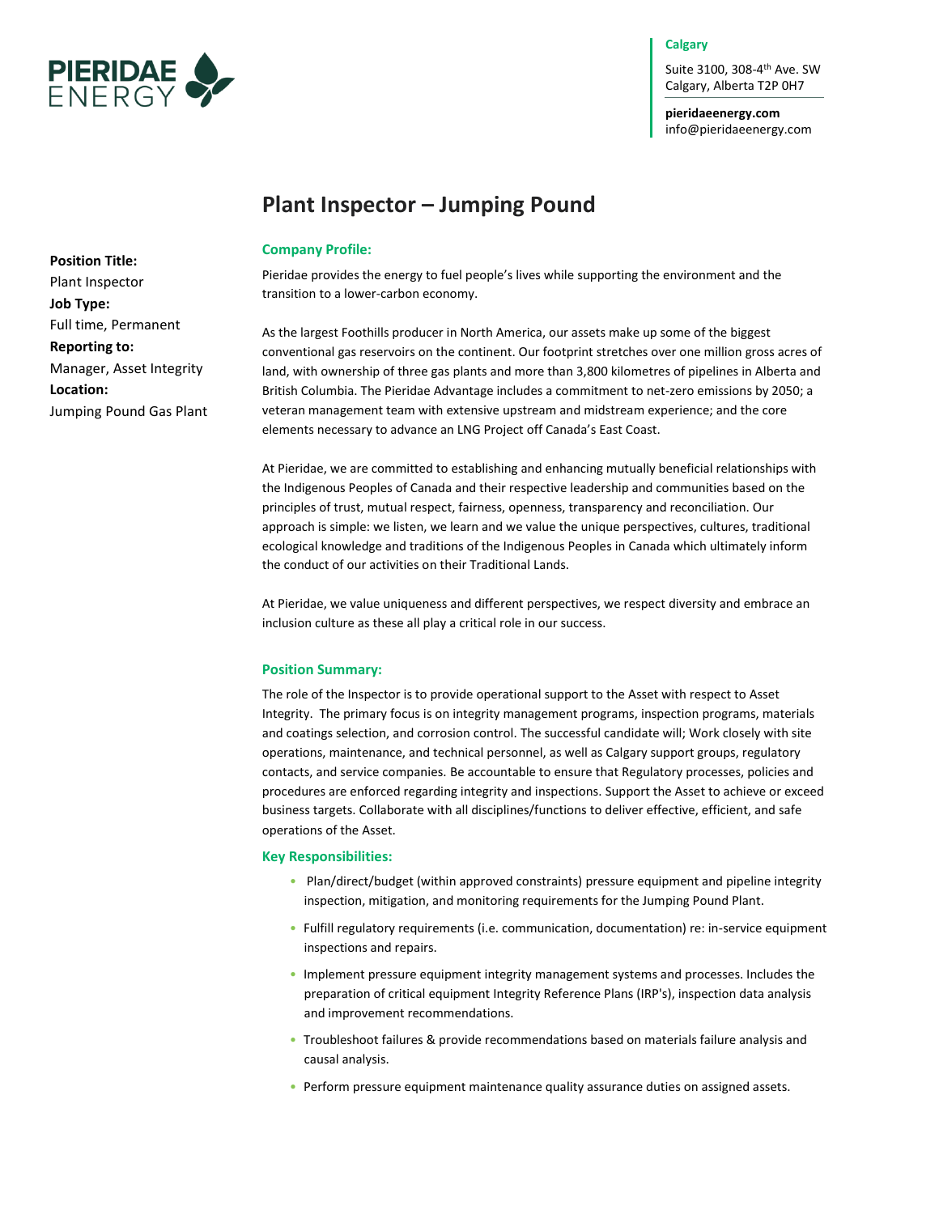**Calgary**

Suite 3100, 308-4th Ave. SW
Calgary, Alberta T2P 0H7

**pieridaeenergy.com**
info@pieridaeenergy.com

# Plant Inspector – Jumping Pound

**Position Title:**
Plant Inspector
**Job Type:**
Full time, Permanent
**Reporting to:**
Manager, Asset Integrity
**Location:**
Jumping Pound Gas Plant

## Company Profile:

Pieridae provides the energy to fuel people's lives while supporting the environment and the transition to a lower-carbon economy.

As the largest Foothills producer in North America, our assets make up some of the biggest conventional gas reservoirs on the continent. Our footprint stretches over one million gross acres of land, with ownership of three gas plants and more than 3,800 kilometres of pipelines in Alberta and British Columbia. The Pieridae Advantage includes a commitment to net-zero emissions by 2050; a veteran management team with extensive upstream and midstream experience; and the core elements necessary to advance an LNG Project off Canada's East Coast.

At Pieridae, we are committed to establishing and enhancing mutually beneficial relationships with the Indigenous Peoples of Canada and their respective leadership and communities based on the principles of trust, mutual respect, fairness, openness, transparency and reconciliation. Our approach is simple: we listen, we learn and we value the unique perspectives, cultures, traditional ecological knowledge and traditions of the Indigenous Peoples in Canada which ultimately inform the conduct of our activities on their Traditional Lands.

At Pieridae, we value uniqueness and different perspectives, we respect diversity and embrace an inclusion culture as these all play a critical role in our success.

## Position Summary:

The role of the Inspector is to provide operational support to the Asset with respect to Asset Integrity. The primary focus is on integrity management programs, inspection programs, materials and coatings selection, and corrosion control. The successful candidate will; Work closely with site operations, maintenance, and technical personnel, as well as Calgary support groups, regulatory contacts, and service companies. Be accountable to ensure that Regulatory processes, policies and procedures are enforced regarding integrity and inspections. Support the Asset to achieve or exceed business targets. Collaborate with all disciplines/functions to deliver effective, efficient, and safe operations of the Asset.

## Key Responsibilities:

- Plan/direct/budget (within approved constraints) pressure equipment and pipeline integrity inspection, mitigation, and monitoring requirements for the Jumping Pound Plant.
- Fulfill regulatory requirements (i.e. communication, documentation) re: in-service equipment inspections and repairs.
- Implement pressure equipment integrity management systems and processes. Includes the preparation of critical equipment Integrity Reference Plans (IRP's), inspection data analysis and improvement recommendations.
- Troubleshoot failures & provide recommendations based on materials failure analysis and causal analysis.
- Perform pressure equipment maintenance quality assurance duties on assigned assets.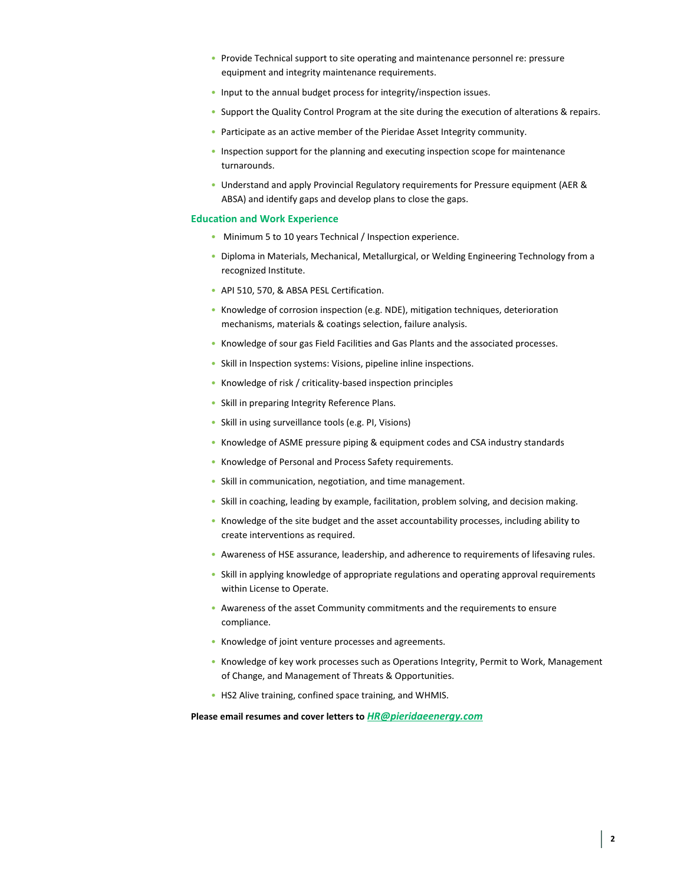- Provide Technical support to site operating and maintenance personnel re: pressure equipment and integrity maintenance requirements.
- Input to the annual budget process for integrity/inspection issues.
- Support the Quality Control Program at the site during the execution of alterations & repairs.
- Participate as an active member of the Pieridae Asset Integrity community.
- Inspection support for the planning and executing inspection scope for maintenance turnarounds.
- Understand and apply Provincial Regulatory requirements for Pressure equipment (AER & ABSA) and identify gaps and develop plans to close the gaps.

### Education and Work Experience

- Minimum 5 to 10 years Technical / Inspection experience.
- Diploma in Materials, Mechanical, Metallurgical, or Welding Engineering Technology from a recognized Institute.
- API 510, 570, & ABSA PESL Certification.
- Knowledge of corrosion inspection (e.g. NDE), mitigation techniques, deterioration mechanisms, materials & coatings selection, failure analysis.
- Knowledge of sour gas Field Facilities and Gas Plants and the associated processes.
- Skill in Inspection systems: Visions, pipeline inline inspections.
- Knowledge of risk / criticality-based inspection principles
- Skill in preparing Integrity Reference Plans.
- Skill in using surveillance tools (e.g. PI, Visions)
- Knowledge of ASME pressure piping & equipment codes and CSA industry standards
- Knowledge of Personal and Process Safety requirements.
- Skill in communication, negotiation, and time management.
- Skill in coaching, leading by example, facilitation, problem solving, and decision making.
- Knowledge of the site budget and the asset accountability processes, including ability to create interventions as required.
- Awareness of HSE assurance, leadership, and adherence to requirements of lifesaving rules.
- Skill in applying knowledge of appropriate regulations and operating approval requirements within License to Operate.
- Awareness of the asset Community commitments and the requirements to ensure compliance.
- Knowledge of joint venture processes and agreements.
- Knowledge of key work processes such as Operations Integrity, Permit to Work, Management of Change, and Management of Threats & Opportunities.
- HS2 Alive training, confined space training, and WHMIS.

**Please email resumes and cover letters to *HR@pieridaeenergy.com***